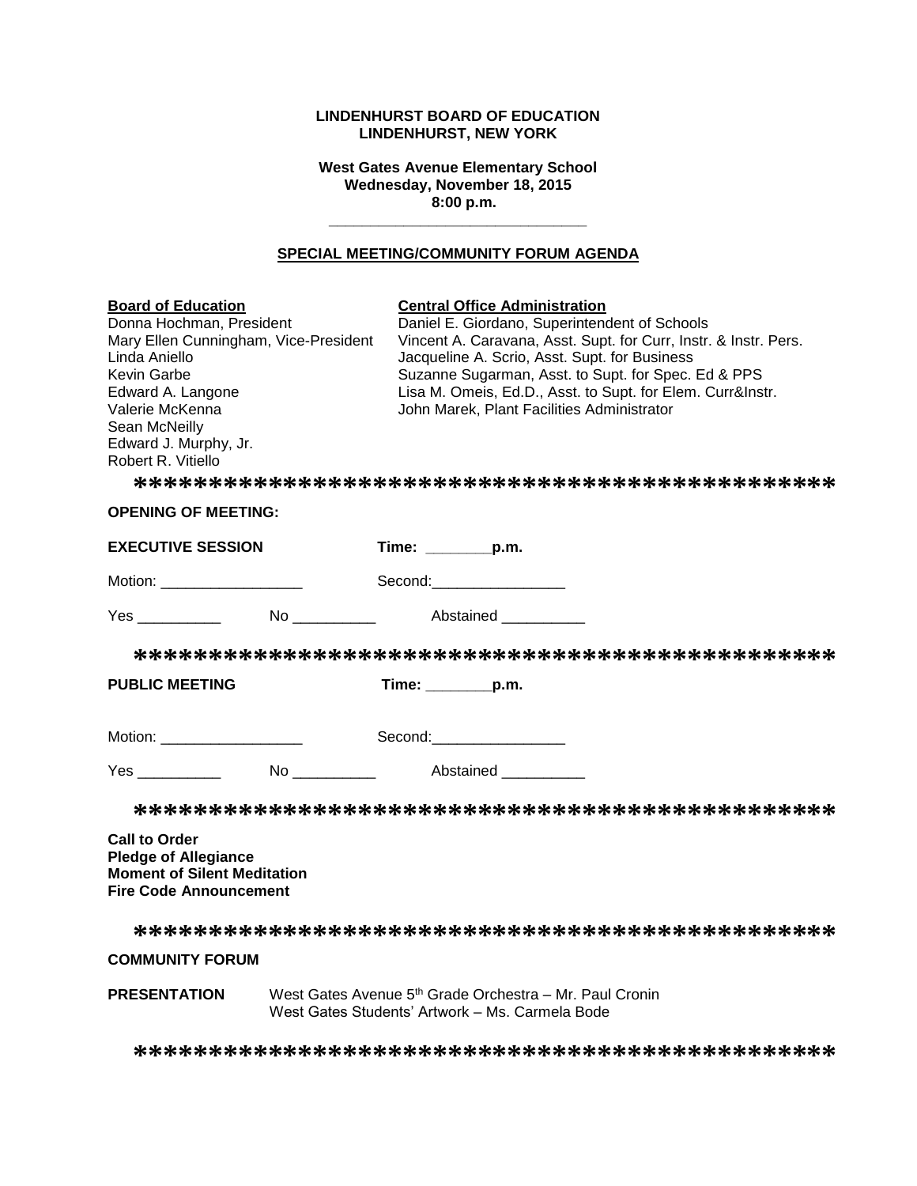**LINDENHURST BOARD OF EDUCATION**
**LINDENHURST, NEW YORK**

**West Gates Avenue Elementary School**
**Wednesday, November 18, 2015**
**8:00 p.m.**

---

## SPECIAL MEETING/COMMUNITY FORUM AGENDA

| **Board of Education** | **Central Office Administration** |
|---|---|
| Donna Hochman, President | Daniel E. Giordano, Superintendent of Schools |
| Mary Ellen Cunningham, Vice-President | Vincent A. Caravana, Asst. Supt. for Curr, Instr. & Instr. Pers. |
| Linda Aniello | Jacqueline A. Scrio, Asst. Supt. for Business |
| Kevin Garbe | Suzanne Sugarman, Asst. to Supt. for Spec. Ed & PPS |
| Edward A. Langone | Lisa M. Omeis, Ed.D., Asst. to Supt. for Elem. Curr&Instr. |
| Valerie McKenna | John Marek, Plant Facilities Administrator |
| Sean McNeilly | |
| Edward J. Murphy, Jr. | |
| Robert R. Vitiello | |

*********************************************

**OPENING OF MEETING:**

**EXECUTIVE SESSION** **Time: ________p.m.**

Motion: _________________ Second:________________

Yes __________ No __________ Abstained __________

*********************************************

**PUBLIC MEETING** **Time: ________p.m.**

Motion: _________________ Second:________________

Yes __________ No __________ Abstained __________

*********************************************

**Call to Order**
**Pledge of Allegiance**
**Moment of Silent Meditation**
**Fire Code Announcement**

*********************************************

**COMMUNITY FORUM**

**PRESENTATION** West Gates Avenue 5th Grade Orchestra – Mr. Paul Cronin
West Gates Students' Artwork – Ms. Carmela Bode

*********************************************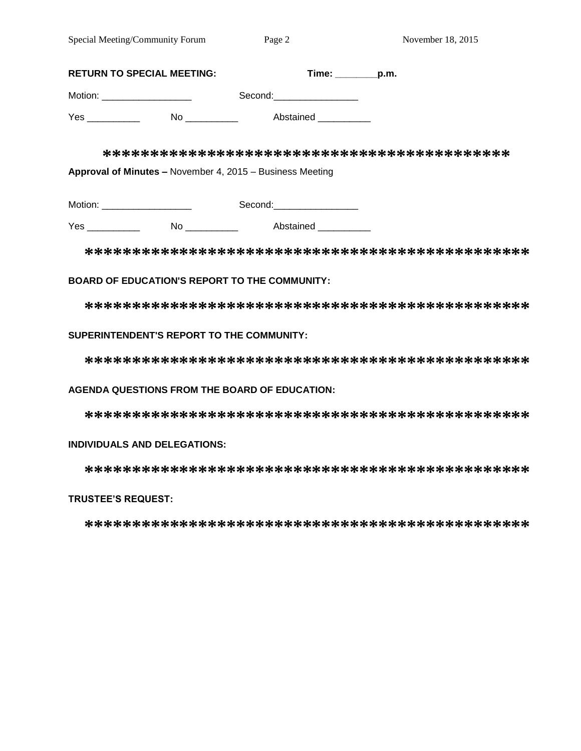**RETURN TO SPECIAL MEETING:** **Time: ________p.m.**

Motion: _________________ Second:________________

Yes __________ No __________ Abstained __________

*******************************************

**Approval of Minutes –** November 4, 2015 – Business Meeting

Motion: _________________ Second:________________

Yes __________ No __________ Abstained __________

*********************************************

**BOARD OF EDUCATION'S REPORT TO THE COMMUNITY:**

*********************************************

**SUPERINTENDENT'S REPORT TO THE COMMUNITY:**

*********************************************

**AGENDA QUESTIONS FROM THE BOARD OF EDUCATION:**

*********************************************

**INDIVIDUALS AND DELEGATIONS:**

*********************************************

**TRUSTEE'S REQUEST:**

*********************************************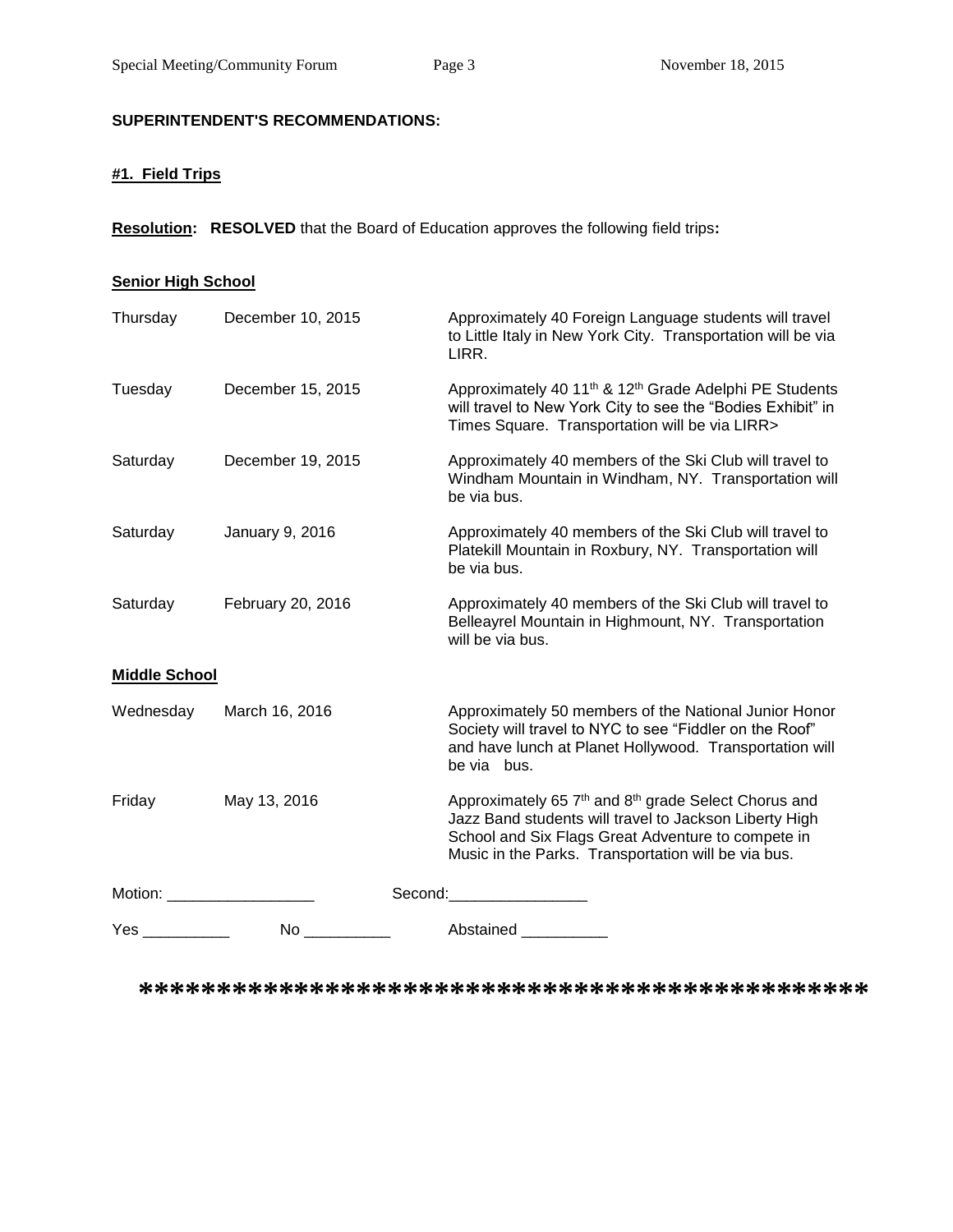**SUPERINTENDENT'S RECOMMENDATIONS:**

**#1. Field Trips**

**Resolution:** **RESOLVED** that the Board of Education approves the following field trips**:**

**Senior High School**

| | | |
|---|---|---|
| Thursday | December 10, 2015 | Approximately 40 Foreign Language students will travel to Little Italy in New York City. Transportation will be via LIRR. |
| Tuesday | December 15, 2015 | Approximately 40 11th & 12th Grade Adelphi PE Students will travel to New York City to see the "Bodies Exhibit" in Times Square. Transportation will be via LIRR> |
| Saturday | December 19, 2015 | Approximately 40 members of the Ski Club will travel to Windham Mountain in Windham, NY. Transportation will be via bus. |
| Saturday | January 9, 2016 | Approximately 40 members of the Ski Club will travel to Platekill Mountain in Roxbury, NY. Transportation will be via bus. |
| Saturday | February 20, 2016 | Approximately 40 members of the Ski Club will travel to Belleayrel Mountain in Highmount, NY. Transportation will be via bus. |

**Middle School**

| | | |
|---|---|---|
| Wednesday | March 16, 2016 | Approximately 50 members of the National Junior Honor Society will travel to NYC to see "Fiddler on the Roof" and have lunch at Planet Hollywood. Transportation will be via bus. |
| Friday | May 13, 2016 | Approximately 65 7th and 8th grade Select Chorus and Jazz Band students will travel to Jackson Liberty High School and Six Flags Great Adventure to compete in Music in the Parks. Transportation will be via bus. |

Motion: _________________ Second:________________

Yes __________ No __________ Abstained __________

**********************************************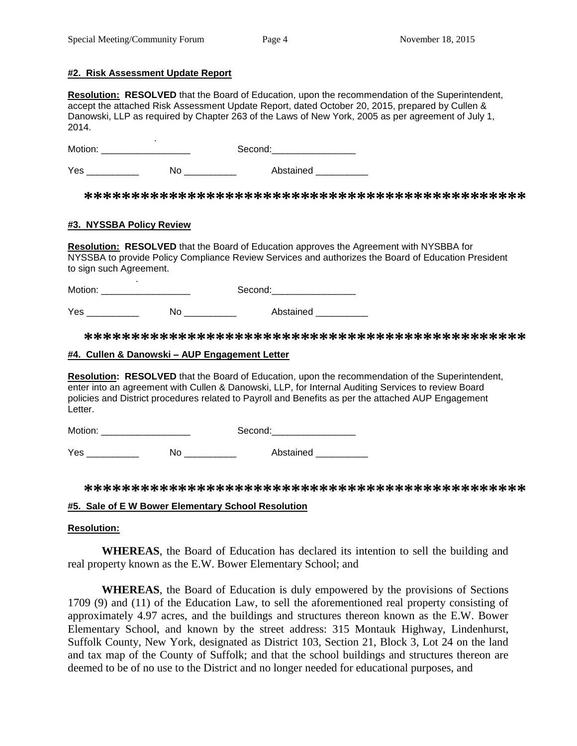#### **#2. Risk Assessment Update Report**

**Resolution: RESOLVED** that the Board of Education, upon the recommendation of the Superintendent, accept the attached Risk Assessment Update Report, dated October 20, 2015, prepared by Cullen & Danowski, LLP as required by Chapter 263 of the Laws of New York, 2005 as per agreement of July 1, 2014.

Motion: _________________ Second:________________

Yes __________ No __________ Abstained __________

*********************************************

#### **#3. NYSSBA Policy Review**

**Resolution: RESOLVED** that the Board of Education approves the Agreement with NYSBBA for NYSSBA to provide Policy Compliance Review Services and authorizes the Board of Education President to sign such Agreement.

Motion: _________________ Second:________________

Yes __________ No __________ Abstained __________

*********************************************

#### **#4. Cullen & Danowski – AUP Engagement Letter**

**Resolution: RESOLVED** that the Board of Education, upon the recommendation of the Superintendent, enter into an agreement with Cullen & Danowski, LLP, for Internal Auditing Services to review Board policies and District procedures related to Payroll and Benefits as per the attached AUP Engagement Letter.

Motion: _________________ Second:________________

Yes __________ No __________ Abstained __________

*********************************************

#### **#5. Sale of E W Bower Elementary School Resolution**

**Resolution:**

**WHEREAS**, the Board of Education has declared its intention to sell the building and real property known as the E.W. Bower Elementary School; and

**WHEREAS**, the Board of Education is duly empowered by the provisions of Sections 1709 (9) and (11) of the Education Law, to sell the aforementioned real property consisting of approximately 4.97 acres, and the buildings and structures thereon known as the E.W. Bower Elementary School, and known by the street address: 315 Montauk Highway, Lindenhurst, Suffolk County, New York, designated as District 103, Section 21, Block 3, Lot 24 on the land and tax map of the County of Suffolk; and that the school buildings and structures thereon are deemed to be of no use to the District and no longer needed for educational purposes, and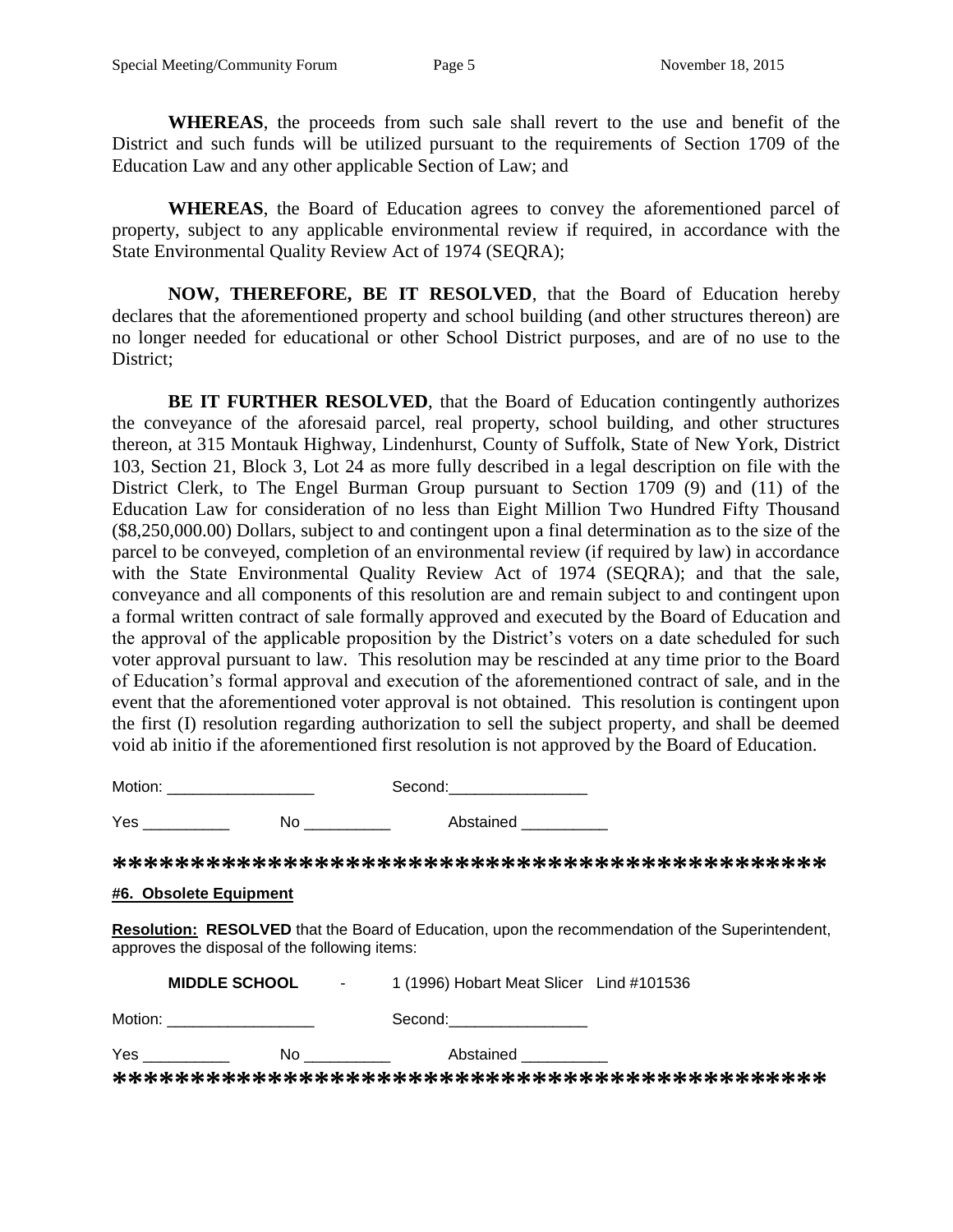**WHEREAS**, the proceeds from such sale shall revert to the use and benefit of the District and such funds will be utilized pursuant to the requirements of Section 1709 of the Education Law and any other applicable Section of Law; and

**WHEREAS**, the Board of Education agrees to convey the aforementioned parcel of property, subject to any applicable environmental review if required, in accordance with the State Environmental Quality Review Act of 1974 (SEQRA);

**NOW, THEREFORE, BE IT RESOLVED**, that the Board of Education hereby declares that the aforementioned property and school building (and other structures thereon) are no longer needed for educational or other School District purposes, and are of no use to the District;

**BE IT FURTHER RESOLVED**, that the Board of Education contingently authorizes the conveyance of the aforesaid parcel, real property, school building, and other structures thereon, at 315 Montauk Highway, Lindenhurst, County of Suffolk, State of New York, District 103, Section 21, Block 3, Lot 24 as more fully described in a legal description on file with the District Clerk, to The Engel Burman Group pursuant to Section 1709 (9) and (11) of the Education Law for consideration of no less than Eight Million Two Hundred Fifty Thousand ($8,250,000.00) Dollars, subject to and contingent upon a final determination as to the size of the parcel to be conveyed, completion of an environmental review (if required by law) in accordance with the State Environmental Quality Review Act of 1974 (SEQRA); and that the sale, conveyance and all components of this resolution are and remain subject to and contingent upon a formal written contract of sale formally approved and executed by the Board of Education and the approval of the applicable proposition by the District's voters on a date scheduled for such voter approval pursuant to law. This resolution may be rescinded at any time prior to the Board of Education's formal approval and execution of the aforementioned contract of sale, and in the event that the aforementioned voter approval is not obtained. This resolution is contingent upon the first (I) resolution regarding authorization to sell the subject property, and shall be deemed void ab initio if the aforementioned first resolution is not approved by the Board of Education.

Motion: _________________ Second:________________

Yes __________ No __________ Abstained __________

*******************************************

**#6. Obsolete Equipment**

**Resolution: RESOLVED** that the Board of Education, upon the recommendation of the Superintendent, approves the disposal of the following items:

**MIDDLE SCHOOL** - 1 (1996) Hobart Meat Slicer Lind #101536

Motion: _________________ Second:________________

Yes __________ No __________ Abstained __________

*******************************************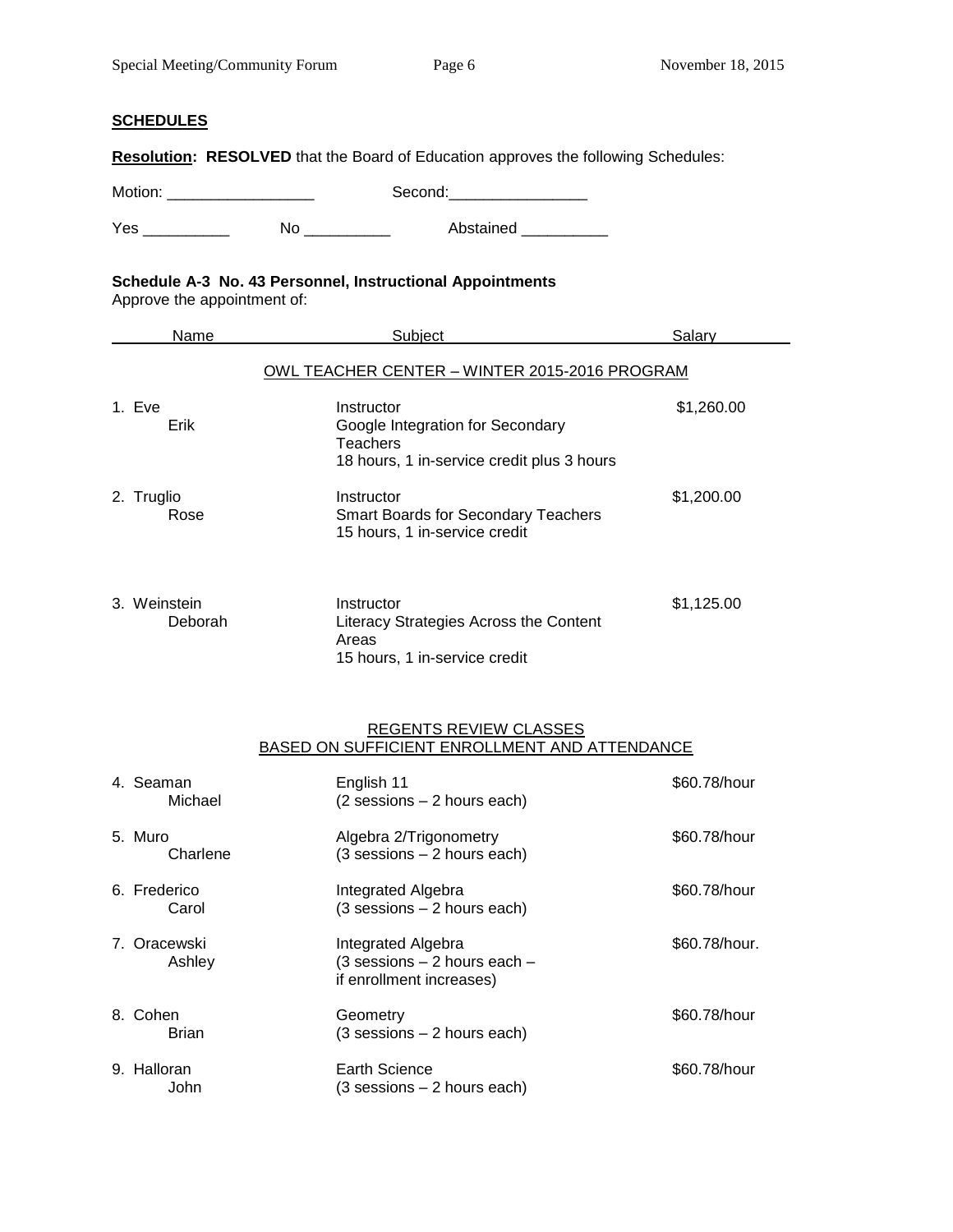## SCHEDULES

**Resolution: RESOLVED** that the Board of Education approves the following Schedules:

Motion: _________________ Second:________________

Yes __________ No __________ Abstained __________

**Schedule A-3 No. 43 Personnel, Instructional Appointments**
Approve the appointment of:

| Name | Subject | Salary |
|---|---|---|
| | OWL TEACHER CENTER – WINTER 2015-2016 PROGRAM | |
| 1. Eve Erik | Instructor<br>Google Integration for Secondary Teachers<br>18 hours, 1 in-service credit plus 3 hours | $1,260.00 |
| 2. Truglio Rose | Instructor<br>Smart Boards for Secondary Teachers<br>15 hours, 1 in-service credit | $1,200.00 |
| 3. Weinstein Deborah | Instructor<br>Literacy Strategies Across the Content Areas<br>15 hours, 1 in-service credit | $1,125.00 |
| | REGENTS REVIEW CLASSES<br>BASED ON SUFFICIENT ENROLLMENT AND ATTENDANCE | |
| 4. Seaman Michael | English 11<br>(2 sessions – 2 hours each) | $60.78/hour |
| 5. Muro Charlene | Algebra 2/Trigonometry<br>(3 sessions – 2 hours each) | $60.78/hour |
| 6. Frederico Carol | Integrated Algebra<br>(3 sessions – 2 hours each) | $60.78/hour |
| 7. Oracewski Ashley | Integrated Algebra<br>(3 sessions – 2 hours each – if enrollment increases) | $60.78/hour. |
| 8. Cohen Brian | Geometry<br>(3 sessions – 2 hours each) | $60.78/hour |
| 9. Halloran John | Earth Science<br>(3 sessions – 2 hours each) | $60.78/hour |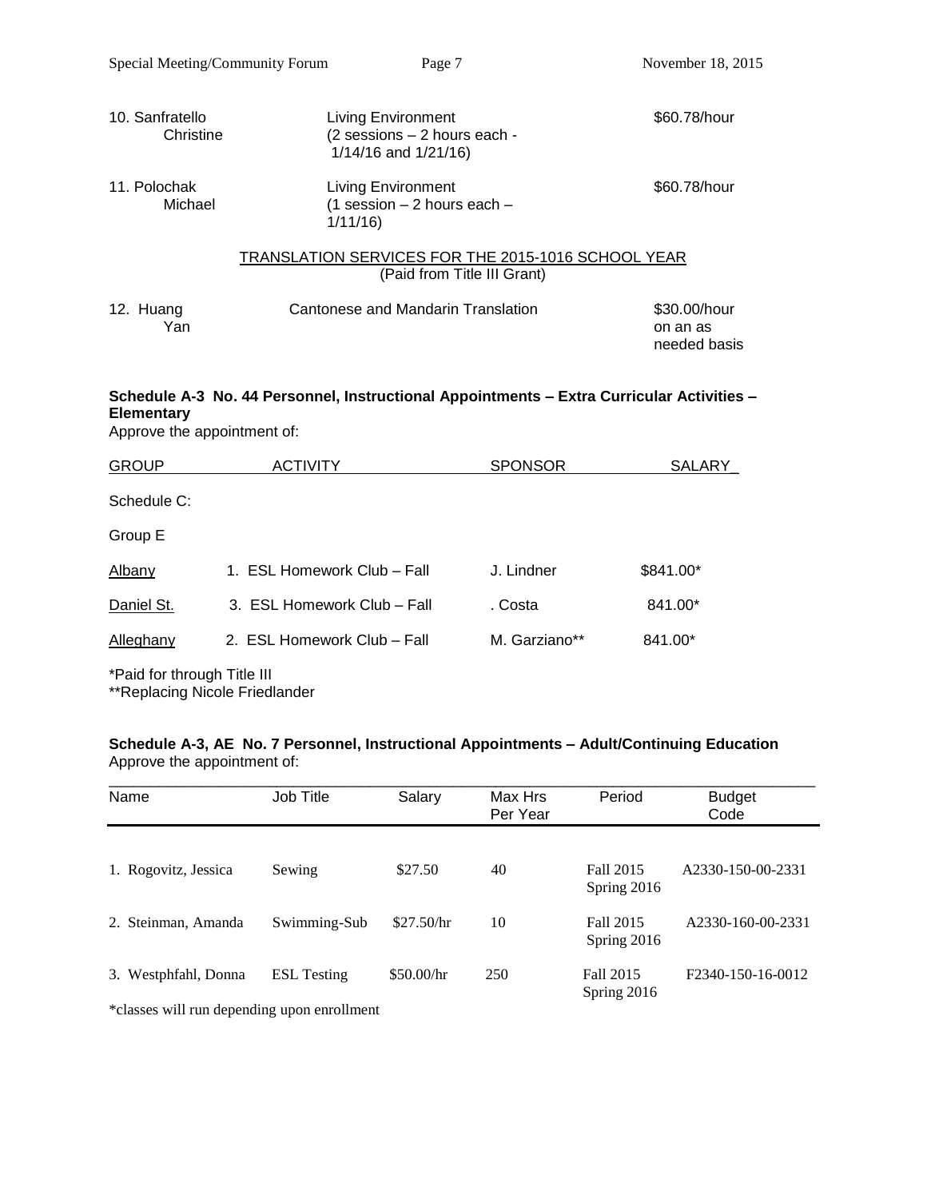| | | |
|---|---|---|
| 10. Sanfratello Christine | Living Environment (2 sessions – 2 hours each - 1/14/16 and 1/21/16) | $60.78/hour |
| 11. Polochak Michael | Living Environment (1 session – 2 hours each – 1/11/16) | $60.78/hour |

TRANSLATION SERVICES FOR THE 2015-1016 SCHOOL YEAR
(Paid from Title III Grant)

| | | |
|---|---|---|
| 12. Huang Yan | Cantonese and Mandarin Translation | $30.00/hour on an as needed basis |

**Schedule A-3 No. 44 Personnel, Instructional Appointments – Extra Curricular Activities – Elementary**
Approve the appointment of:

| GROUP | ACTIVITY | SPONSOR | SALARY |
|---|---|---|---|
| Schedule C: | | | |
| Group E | | | |
| Albany | 1. ESL Homework Club – Fall | J. Lindner | $841.00* |
| Daniel St. | 3. ESL Homework Club – Fall | . Costa | 841.00* |
| Alleghany | 2. ESL Homework Club – Fall | M. Garziano** | 841.00* |

*Paid for through Title III
**Replacing Nicole Friedlander

**Schedule A-3, AE No. 7 Personnel, Instructional Appointments – Adult/Continuing Education**
Approve the appointment of:

| Name | Job Title | Salary | Max Hrs Per Year | Period | Budget Code |
|---|---|---|---|---|---|
| 1. Rogovitz, Jessica | Sewing | $27.50 | 40 | Fall 2015 Spring 2016 | A2330-150-00-2331 |
| 2. Steinman, Amanda | Swimming-Sub | $27.50/hr | 10 | Fall 2015 Spring 2016 | A2330-160-00-2331 |
| 3. Westphfahl, Donna | ESL Testing | $50.00/hr | 250 | Fall 2015 Spring 2016 | F2340-150-16-0012 |

*classes will run depending upon enrollment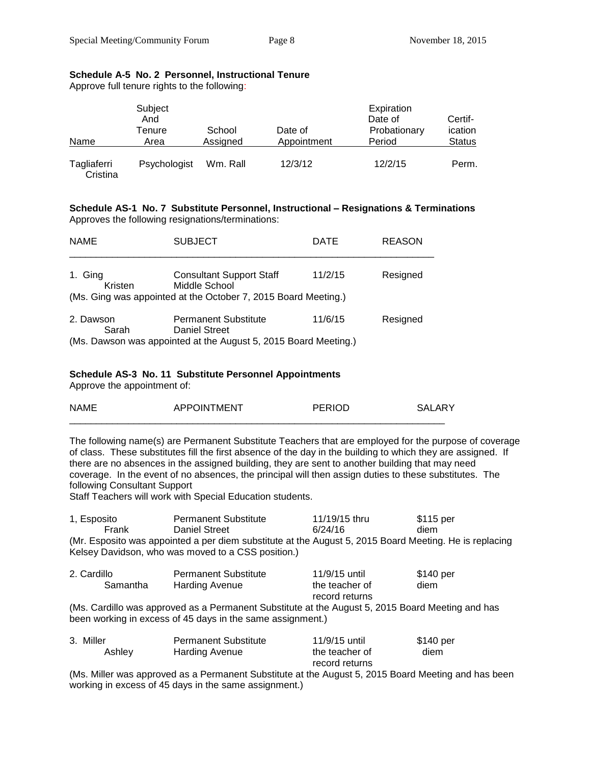**Schedule A-5 No. 2 Personnel, Instructional Tenure**

Approve full tenure rights to the following:

| Name | Subject And Tenure Area | School Assigned | Date of Appointment | Expiration Date of Probationary Period | Certif-ication Status |
|---|---|---|---|---|---|
| Tagliaferri Cristina | Psychologist | Wm. Rall | 12/3/12 | 12/2/15 | Perm. |

**Schedule AS-1 No. 7 Substitute Personnel, Instructional – Resignations & Terminations**

Approves the following resignations/terminations:

| NAME | SUBJECT | DATE | REASON |
|---|---|---|---|
| 1. Ging Kristen | Consultant Support Staff Middle School | 11/2/15 | Resigned |
| (Ms. Ging was appointed at the October 7, 2015 Board Meeting.) | | | |
| 2. Dawson Sarah | Permanent Substitute Daniel Street | 11/6/15 | Resigned |
| (Ms. Dawson was appointed at the August 5, 2015 Board Meeting.) | | | |

**Schedule AS-3 No. 11 Substitute Personnel Appointments**

Approve the appointment of:

| NAME | APPOINTMENT | PERIOD | SALARY |
|---|---|---|---|

The following name(s) are Permanent Substitute Teachers that are employed for the purpose of coverage of class. These substitutes fill the first absence of the day in the building to which they are assigned. If there are no absences in the assigned building, they are sent to another building that may need coverage. In the event of no absences, the principal will then assign duties to these substitutes. The following Consultant Support
Staff Teachers will work with Special Education students.

| NAME | APPOINTMENT | PERIOD | SALARY |
|---|---|---|---|
| 1, Esposito Frank | Permanent Substitute Daniel Street | 11/19/15 thru 6/24/16 | $115 per diem |
| (Mr. Esposito was appointed a per diem substitute at the August 5, 2015 Board Meeting. He is replacing Kelsey Davidson, who was moved to a CSS position.) | | | |
| 2. Cardillo Samantha | Permanent Substitute Harding Avenue | 11/9/15 until the teacher of record returns | $140 per diem |
| (Ms. Cardillo was approved as a Permanent Substitute at the August 5, 2015 Board Meeting and has been working in excess of 45 days in the same assignment.) | | | |
| 3. Miller Ashley | Permanent Substitute Harding Avenue | 11/9/15 until the teacher of record returns | $140 per diem |
| (Ms. Miller was approved as a Permanent Substitute at the August 5, 2015 Board Meeting and has been working in excess of 45 days in the same assignment.) | | | |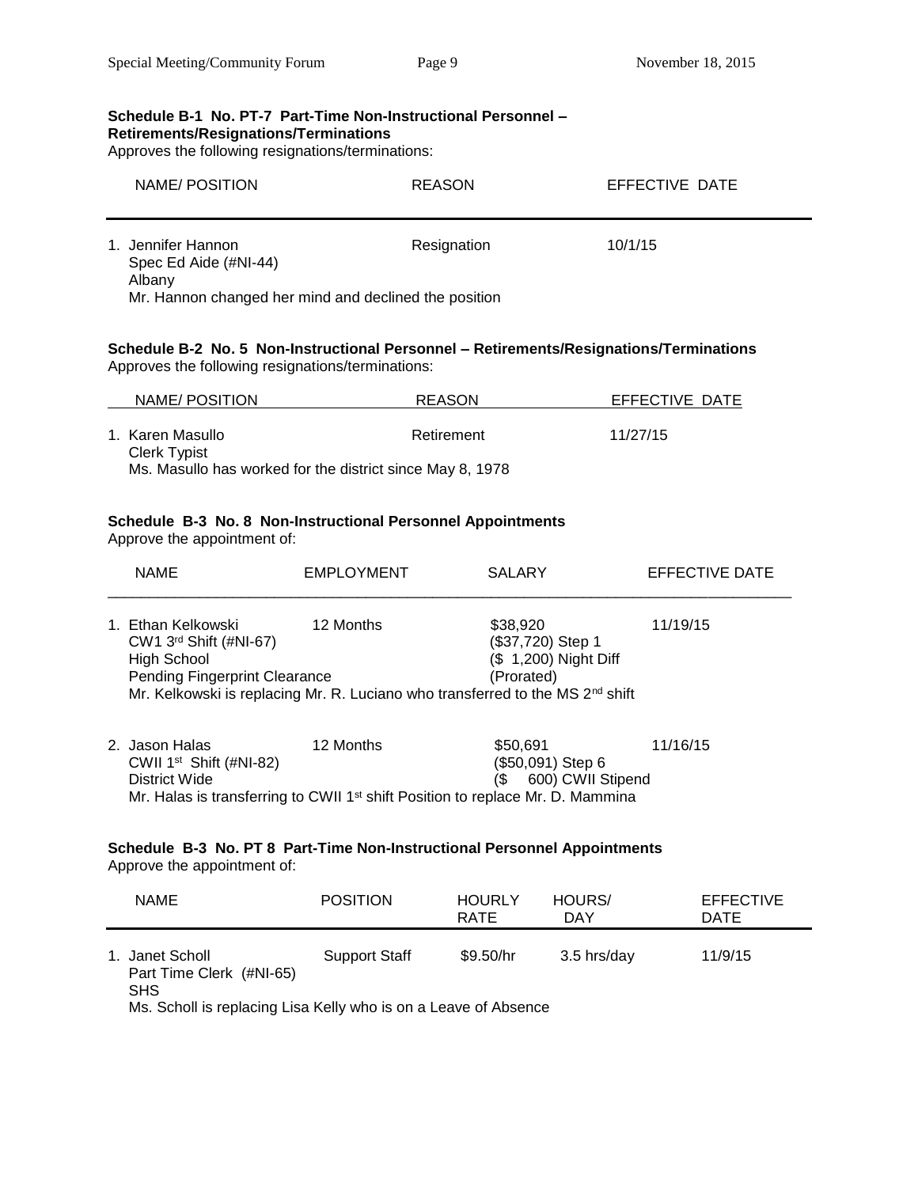**Schedule B-1 No. PT-7 Part-Time Non-Instructional Personnel – Retirements/Resignations/Terminations**

Approves the following resignations/terminations:

| NAME/ POSITION | REASON | EFFECTIVE DATE |
|---|---|---|
| 1. Jennifer Hannon<br>Spec Ed Aide (#NI-44)<br>Albany<br>Mr. Hannon changed her mind and declined the position | Resignation | 10/1/15 |

**Schedule B-2 No. 5 Non-Instructional Personnel – Retirements/Resignations/Terminations**

Approves the following resignations/terminations:

| NAME/ POSITION | REASON | EFFECTIVE DATE |
|---|---|---|
| 1. Karen Masullo<br>Clerk Typist<br>Ms. Masullo has worked for the district since May 8, 1978 | Retirement | 11/27/15 |

**Schedule B-3 No. 8 Non-Instructional Personnel Appointments**

Approve the appointment of:

| NAME | EMPLOYMENT | SALARY | EFFECTIVE DATE |
|---|---|---|---|
| 1. Ethan Kelkowski<br>CW1 3rd Shift (#NI-67)<br>High School<br>Pending Fingerprint Clearance | 12 Months | $38,920<br>($37,720) Step 1<br>($ 1,200) Night Diff<br>(Prorated) | 11/19/15 |
| Mr. Kelkowski is replacing Mr. R. Luciano who transferred to the MS 2nd shift | | | |
| 2. Jason Halas<br>CWII 1st Shift (#NI-82)<br>District Wide | 12 Months | $50,691<br>($50,091) Step 6<br>($ 600) CWII Stipend | 11/16/15 |
| Mr. Halas is transferring to CWII 1st shift Position to replace Mr. D. Mammina | | | |

**Schedule B-3 No. PT 8 Part-Time Non-Instructional Personnel Appointments**

Approve the appointment of:

| NAME | POSITION | HOURLY RATE | HOURS/ DAY | EFFECTIVE DATE |
|---|---|---|---|---|
| 1. Janet Scholl<br>Part Time Clerk (#NI-65)<br>SHS | Support Staff | $9.50/hr | 3.5 hrs/day | 11/9/15 |
| Ms. Scholl is replacing Lisa Kelly who is on a Leave of Absence | | | | |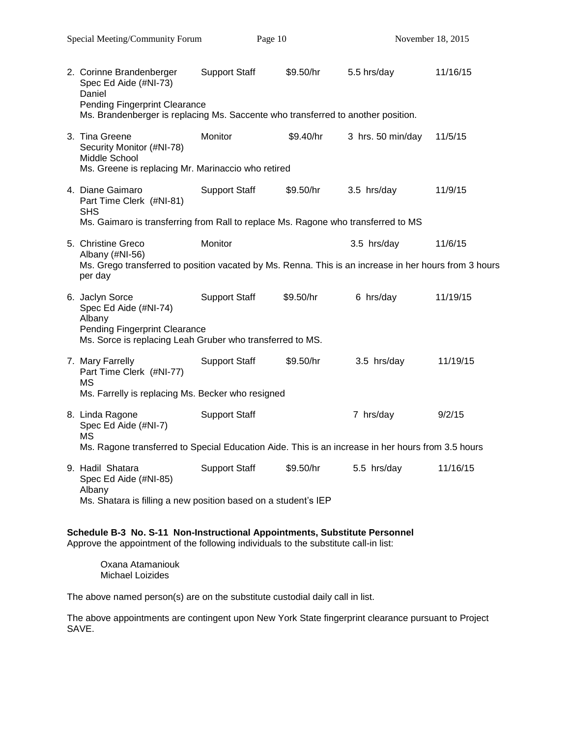2. Corinne Brandenberger | Support Staff | $9.50/hr | 5.5 hrs/day | 11/16/15
   Spec Ed Aide (#NI-73)
   Daniel
   Pending Fingerprint Clearance
   Ms. Brandenberger is replacing Ms. Saccente who transferred to another position.

3. Tina Greene | Monitor | $9.40/hr | 3 hrs. 50 min/day | 11/5/15
   Security Monitor (#NI-78)
   Middle School
   Ms. Greene is replacing Mr. Marinaccio who retired

4. Diane Gaimaro | Support Staff | $9.50/hr | 3.5 hrs/day | 11/9/15
   Part Time Clerk (#NI-81)
   SHS
   Ms. Gaimaro is transferring from Rall to replace Ms. Ragone who transferred to MS

5. Christine Greco | Monitor | | 3.5 hrs/day | 11/6/15
   Albany (#NI-56)
   Ms. Grego transferred to position vacated by Ms. Renna. This is an increase in her hours from 3 hours per day

6. Jaclyn Sorce | Support Staff | $9.50/hr | 6 hrs/day | 11/19/15
   Spec Ed Aide (#NI-74)
   Albany
   Pending Fingerprint Clearance
   Ms. Sorce is replacing Leah Gruber who transferred to MS.

7. Mary Farrelly | Support Staff | $9.50/hr | 3.5 hrs/day | 11/19/15
   Part Time Clerk (#NI-77)
   MS
   Ms. Farrelly is replacing Ms. Becker who resigned

8. Linda Ragone | Support Staff | | 7 hrs/day | 9/2/15
   Spec Ed Aide (#NI-7)
   MS
   Ms. Ragone transferred to Special Education Aide. This is an increase in her hours from 3.5 hours

9. Hadil Shatara | Support Staff | $9.50/hr | 5.5 hrs/day | 11/16/15
   Spec Ed Aide (#NI-85)
   Albany
   Ms. Shatara is filling a new position based on a student's IEP

**Schedule B-3 No. S-11 Non-Instructional Appointments, Substitute Personnel**
Approve the appointment of the following individuals to the substitute call-in list:

Oxana Atamaniouk
Michael Loizides

The above named person(s) are on the substitute custodial daily call in list.

The above appointments are contingent upon New York State fingerprint clearance pursuant to Project SAVE.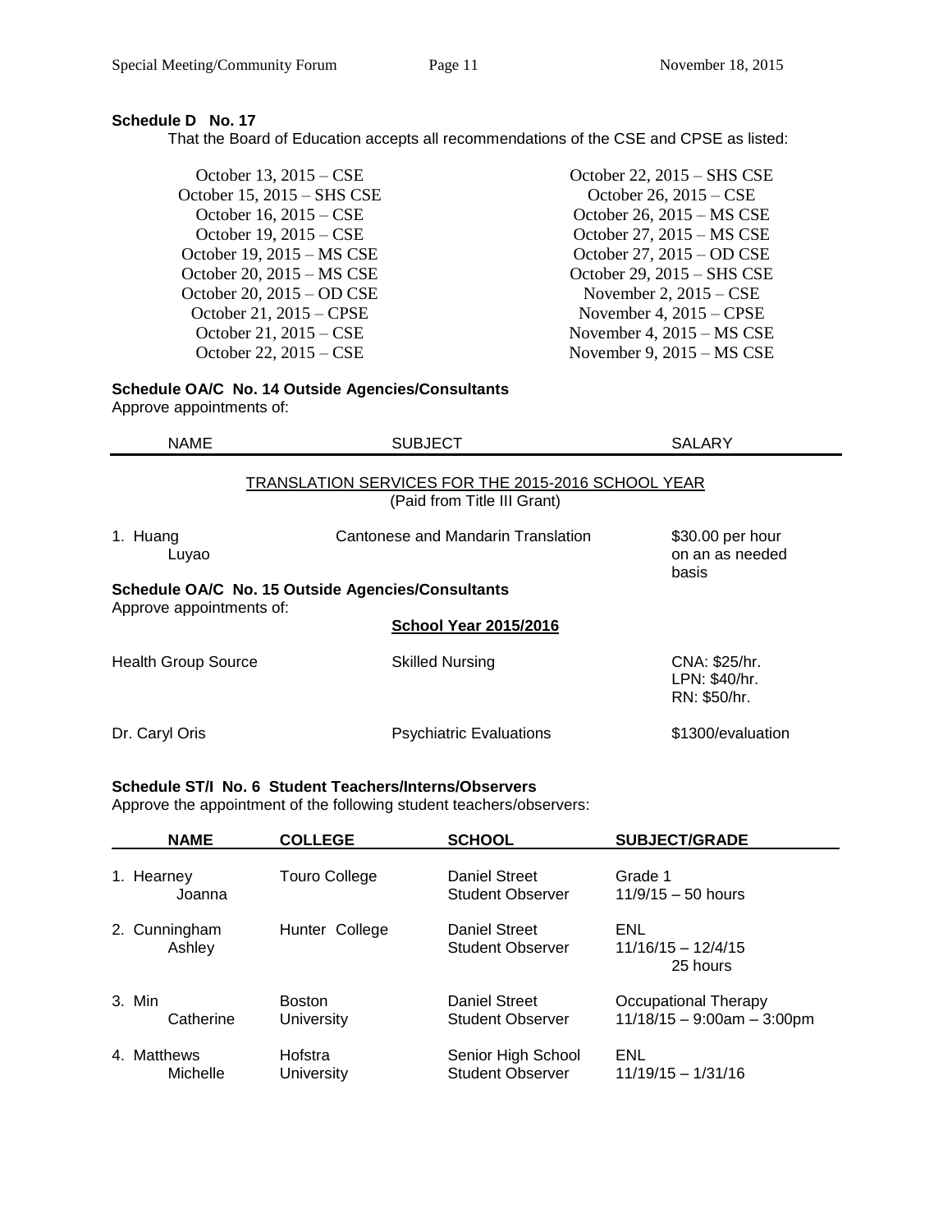**Schedule D No. 17**

That the Board of Education accepts all recommendations of the CSE and CPSE as listed:

October 13, 2015 – CSE
October 15, 2015 – SHS CSE
October 16, 2015 – CSE
October 19, 2015 – CSE
October 19, 2015 – MS CSE
October 20, 2015 – MS CSE
October 20, 2015 – OD CSE
October 21, 2015 – CPSE
October 21, 2015 – CSE
October 22, 2015 – CSE
October 22, 2015 – SHS CSE
October 26, 2015 – CSE
October 26, 2015 – MS CSE
October 27, 2015 – MS CSE
October 27, 2015 – OD CSE
October 29, 2015 – SHS CSE
November 2, 2015 – CSE
November 4, 2015 – CPSE
November 4, 2015 – MS CSE
November 9, 2015 – MS CSE

**Schedule OA/C No. 14 Outside Agencies/Consultants**

Approve appointments of:

| NAME | SUBJECT | SALARY |
|---|---|---|
| | TRANSLATION SERVICES FOR THE 2015-2016 SCHOOL YEAR (Paid from Title III Grant) | |
| 1. Huang Luyao | Cantonese and Mandarin Translation | $30.00 per hour on an as needed basis |

**Schedule OA/C No. 15 Outside Agencies/Consultants**

Approve appointments of:

**School Year 2015/2016**

| | | |
|---|---|---|
| Health Group Source | Skilled Nursing | CNA: $25/hr. LPN: $40/hr. RN: $50/hr. |
| Dr. Caryl Oris | Psychiatric Evaluations | $1300/evaluation |

**Schedule ST/I No. 6 Student Teachers/Interns/Observers**

Approve the appointment of the following student teachers/observers:

| NAME | COLLEGE | SCHOOL | SUBJECT/GRADE |
|---|---|---|---|
| 1. Hearney Joanna | Touro College | Daniel Street Student Observer | Grade 1 11/9/15 – 50 hours |
| 2. Cunningham Ashley | Hunter College | Daniel Street Student Observer | ENL 11/16/15 – 12/4/15 25 hours |
| 3. Min Catherine | Boston University | Daniel Street Student Observer | Occupational Therapy 11/18/15 – 9:00am – 3:00pm |
| 4. Matthews Michelle | Hofstra University | Senior High School Student Observer | ENL 11/19/15 – 1/31/16 |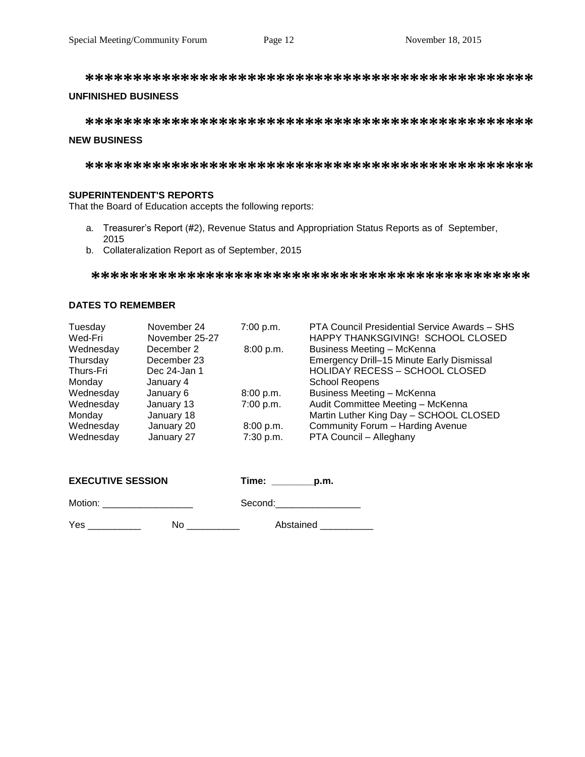**********************************************

**UNFINISHED BUSINESS**

**********************************************

**NEW BUSINESS**

**********************************************

**SUPERINTENDENT'S REPORTS**

That the Board of Education accepts the following reports:

a. Treasurer's Report (#2), Revenue Status and Appropriation Status Reports as of September, 2015
b. Collateralization Report as of September, 2015

**********************************************

**DATES TO REMEMBER**

| | | | |
|---|---|---|---|
| Tuesday | November 24 | 7:00 p.m. | PTA Council Presidential Service Awards – SHS |
| Wed-Fri | November 25-27 | | HAPPY THANKSGIVING! SCHOOL CLOSED |
| Wednesday | December 2 | 8:00 p.m. | Business Meeting – McKenna |
| Thursday | December 23 | | Emergency Drill–15 Minute Early Dismissal |
| Thurs-Fri | Dec 24-Jan 1 | | HOLIDAY RECESS – SCHOOL CLOSED |
| Monday | January 4 | | School Reopens |
| Wednesday | January 6 | 8:00 p.m. | Business Meeting – McKenna |
| Wednesday | January 13 | 7:00 p.m. | Audit Committee Meeting – McKenna |
| Monday | January 18 | | Martin Luther King Day – SCHOOL CLOSED |
| Wednesday | January 20 | 8:00 p.m. | Community Forum – Harding Avenue |
| Wednesday | January 27 | 7:30 p.m. | PTA Council – Alleghany |

**EXECUTIVE SESSION** **Time: ________p.m.**

Motion: _________________ Second:________________

Yes __________ No __________ Abstained __________